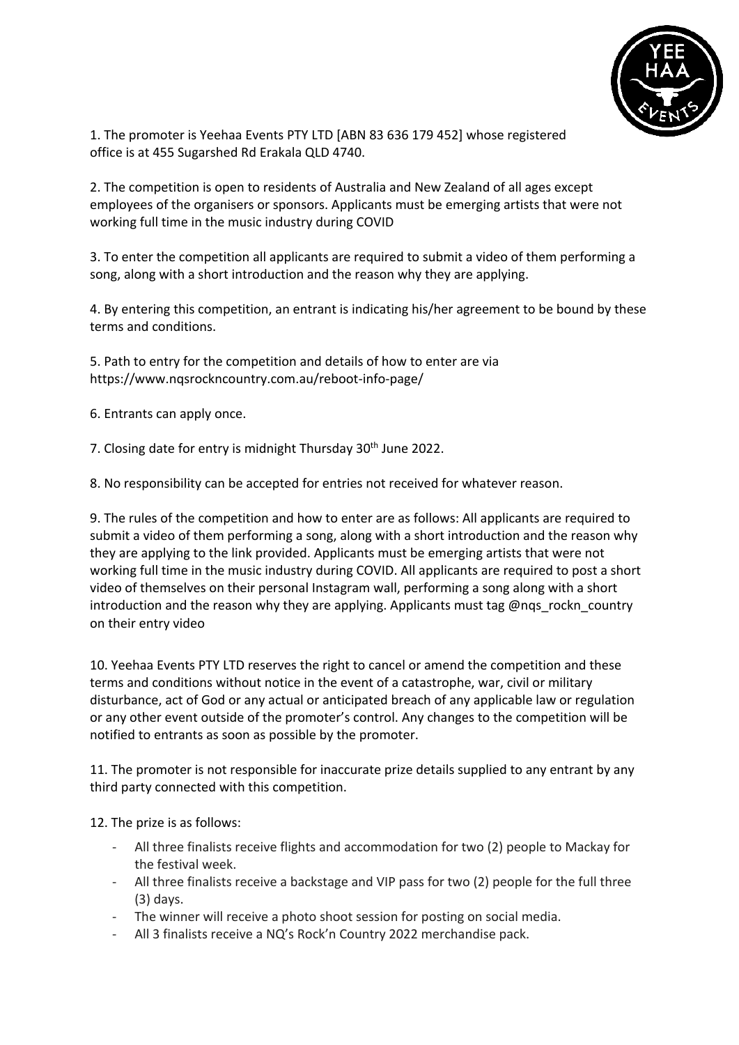1. The promoter is Yeehaa Events PTY LTD [ABN 83 636 179 452] whose registered office is at 455 Sugarshed Rd Erakala QLD 4740.

2. The competition is open to residents of Australia and New Zealand of all ages except employees of the organisers or sponsors. Applicants must be emerging artists that were not working full time in the music industry during COVID

3. To enter the competition all applicants are required to submit a video of them performing a song, along with a short introduction and the reason why they are applying.

4. By entering this competition, an entrant is indicating his/her agreement to be bound by these terms and conditions.

5. Path to entry for the competition and details of how to enter are via https://www.nqsrockncountry.com.au/reboot-info-page/

6. Entrants can apply once.

7. Closing date for entry is midnight Thursday 30th June 2022.

8. No responsibility can be accepted for entries not received for whatever reason.

9. The rules of the competition and how to enter are as follows: All applicants are required to submit a video of them performing a song, along with a short introduction and the reason why they are applying to the link provided. Applicants must be emerging artists that were not working full time in the music industry during COVID. All applicants are required to post a short video of themselves on their personal Instagram wall, performing a song along with a short introduction and the reason why they are applying. Applicants must tag @nqs_rockn_country on their entry video

10. Yeehaa Events PTY LTD reserves the right to cancel or amend the competition and these terms and conditions without notice in the event of a catastrophe, war, civil or military disturbance, act of God or any actual or anticipated breach of any applicable law or regulation or any other event outside of the promoter's control. Any changes to the competition will be notified to entrants as soon as possible by the promoter.

11. The promoter is not responsible for inaccurate prize details supplied to any entrant by any third party connected with this competition.

12. The prize is as follows:

- All three finalists receive flights and accommodation for two (2) people to Mackay for the festival week.
- All three finalists receive a backstage and VIP pass for two (2) people for the full three (3) days.
- The winner will receive a photo shoot session for posting on social media.
- All 3 finalists receive a NQ's Rock'n Country 2022 merchandise pack.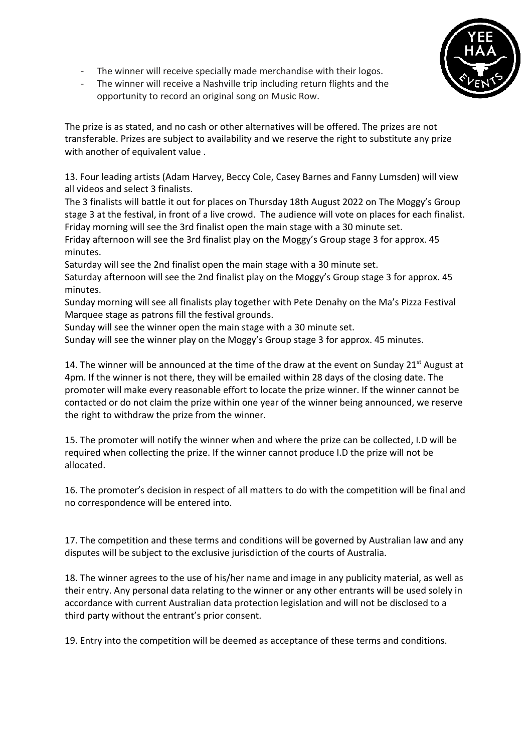- The winner will receive specially made merchandise with their logos.
- The winner will receive a Nashville trip including return flights and the opportunity to record an original song on Music Row.

The prize is as stated, and no cash or other alternatives will be offered. The prizes are not transferable. Prizes are subject to availability and we reserve the right to substitute any prize with another of equivalent value .

13. Four leading artists (Adam Harvey, Beccy Cole, Casey Barnes and Fanny Lumsden) will view all videos and select 3 finalists.
The 3 finalists will battle it out for places on Thursday 18th August 2022 on The Moggy's Group stage 3 at the festival, in front of a live crowd. The audience will vote on places for each finalist.
Friday morning will see the 3rd finalist open the main stage with a 30 minute set.
Friday afternoon will see the 3rd finalist play on the Moggy's Group stage 3 for approx. 45 minutes.
Saturday will see the 2nd finalist open the main stage with a 30 minute set.
Saturday afternoon will see the 2nd finalist play on the Moggy's Group stage 3 for approx. 45 minutes.
Sunday morning will see all finalists play together with Pete Denahy on the Ma's Pizza Festival Marquee stage as patrons fill the festival grounds.
Sunday will see the winner open the main stage with a 30 minute set.
Sunday will see the winner play on the Moggy's Group stage 3 for approx. 45 minutes.

14. The winner will be announced at the time of the draw at the event on Sunday 21st August at 4pm. If the winner is not there, they will be emailed within 28 days of the closing date. The promoter will make every reasonable effort to locate the prize winner. If the winner cannot be contacted or do not claim the prize within one year of the winner being announced, we reserve the right to withdraw the prize from the winner.

15. The promoter will notify the winner when and where the prize can be collected, I.D will be required when collecting the prize. If the winner cannot produce I.D the prize will not be allocated.

16. The promoter's decision in respect of all matters to do with the competition will be final and no correspondence will be entered into.

17. The competition and these terms and conditions will be governed by Australian law and any disputes will be subject to the exclusive jurisdiction of the courts of Australia.

18. The winner agrees to the use of his/her name and image in any publicity material, as well as their entry. Any personal data relating to the winner or any other entrants will be used solely in accordance with current Australian data protection legislation and will not be disclosed to a third party without the entrant's prior consent.

19. Entry into the competition will be deemed as acceptance of these terms and conditions.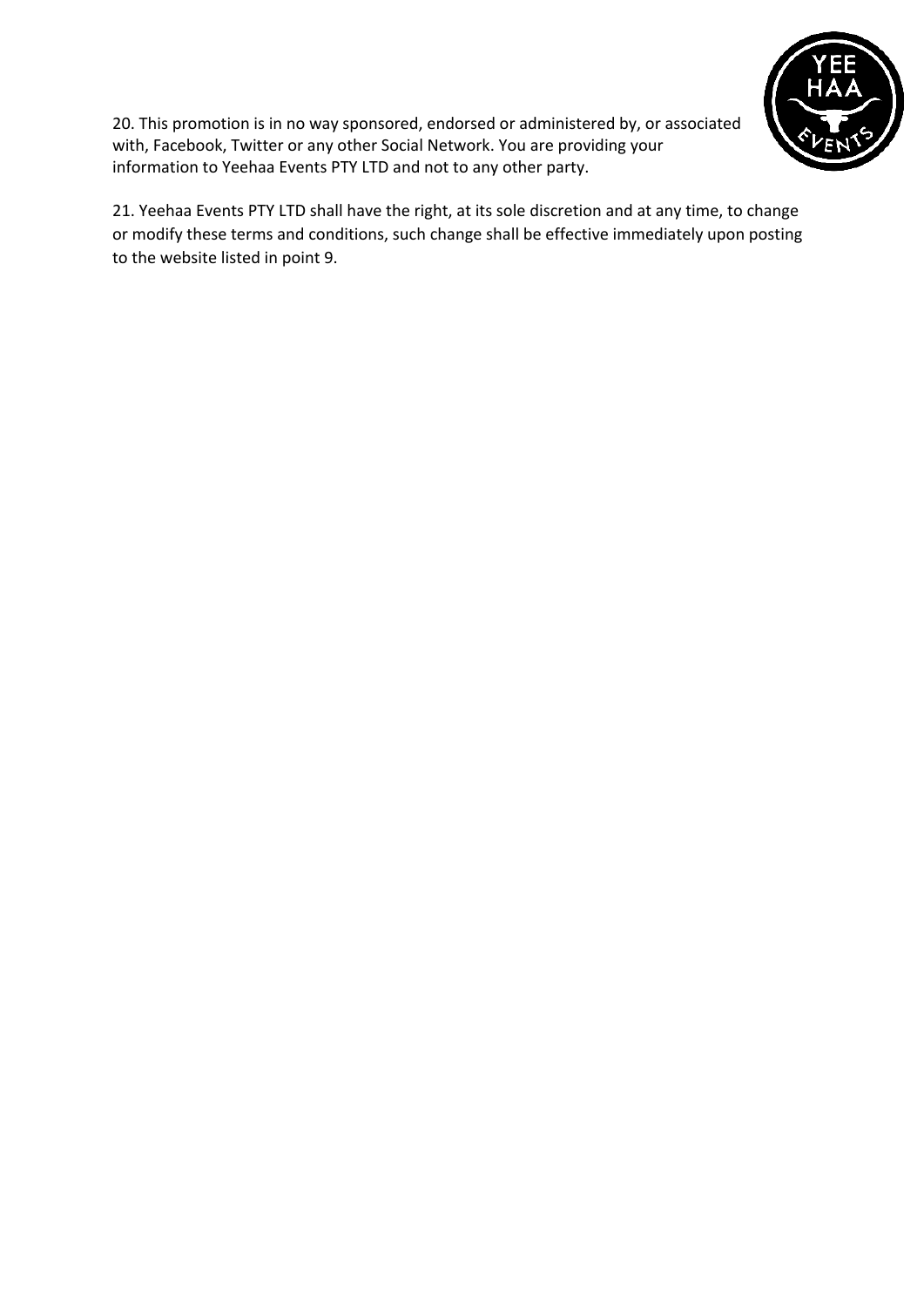20. This promotion is in no way sponsored, endorsed or administered by, or associated with, Facebook, Twitter or any other Social Network. You are providing your information to Yeehaa Events PTY LTD and not to any other party.

21. Yeehaa Events PTY LTD shall have the right, at its sole discretion and at any time, to change or modify these terms and conditions, such change shall be effective immediately upon posting to the website listed in point 9.